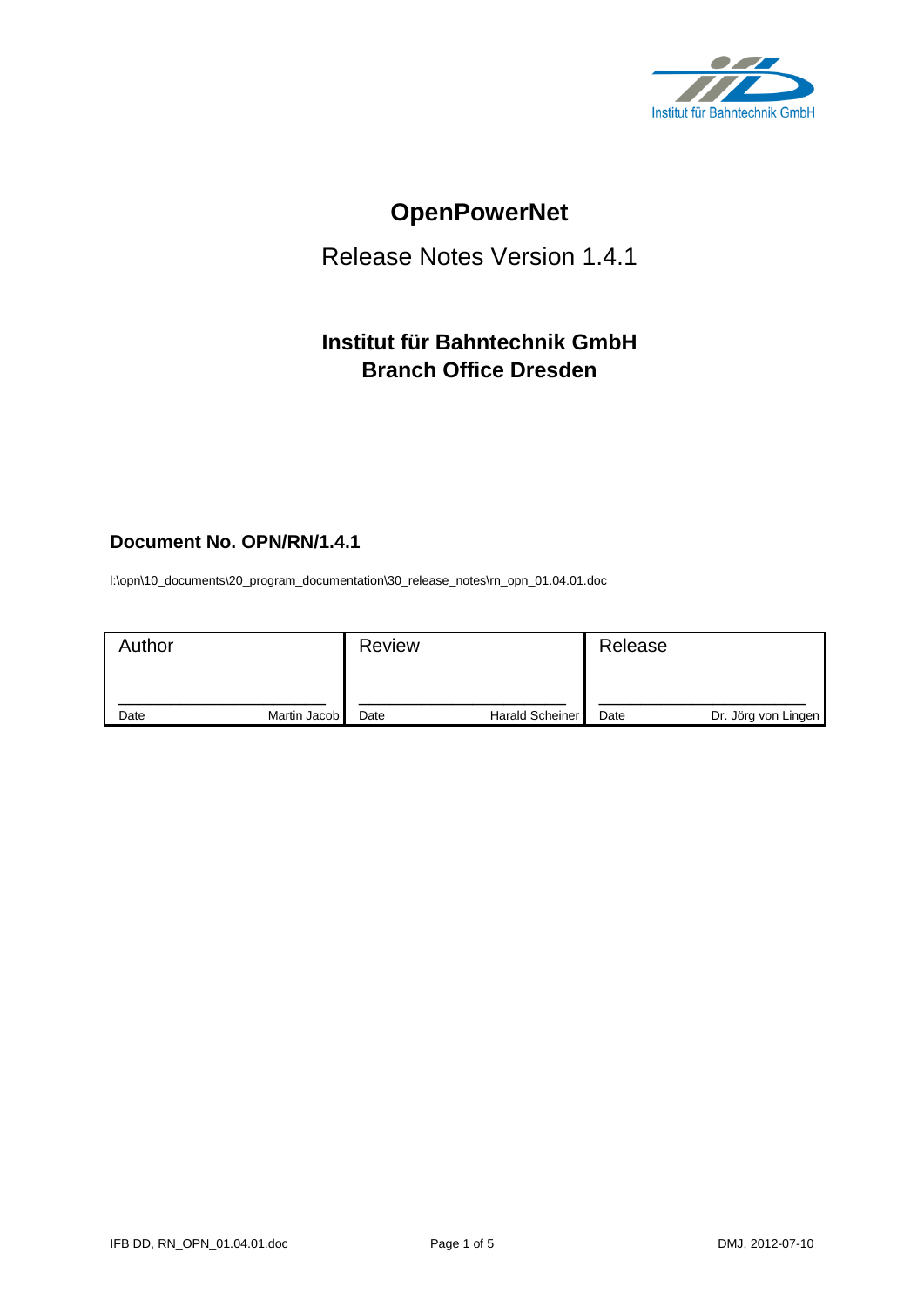Institut für Bahntechnik GmbH

# OpenPowerNet

## Release Notes Version 1.4.1

### Institut für Bahntechnik GmbH
### Branch Office Dresden

**Document No. OPN/RN/1.4.1**

I:\opn\10_documents\20_program_documentation\30_release_notes\rn_opn_01.04.01.doc

| Author | | Review | | Release | |
|---|---|---|---|---|---|
| ______________________ | | ______________________ | | ______________________ | |
| Date | Martin Jacob | Date | Harald Scheiner | Date | Dr. Jörg von Lingen |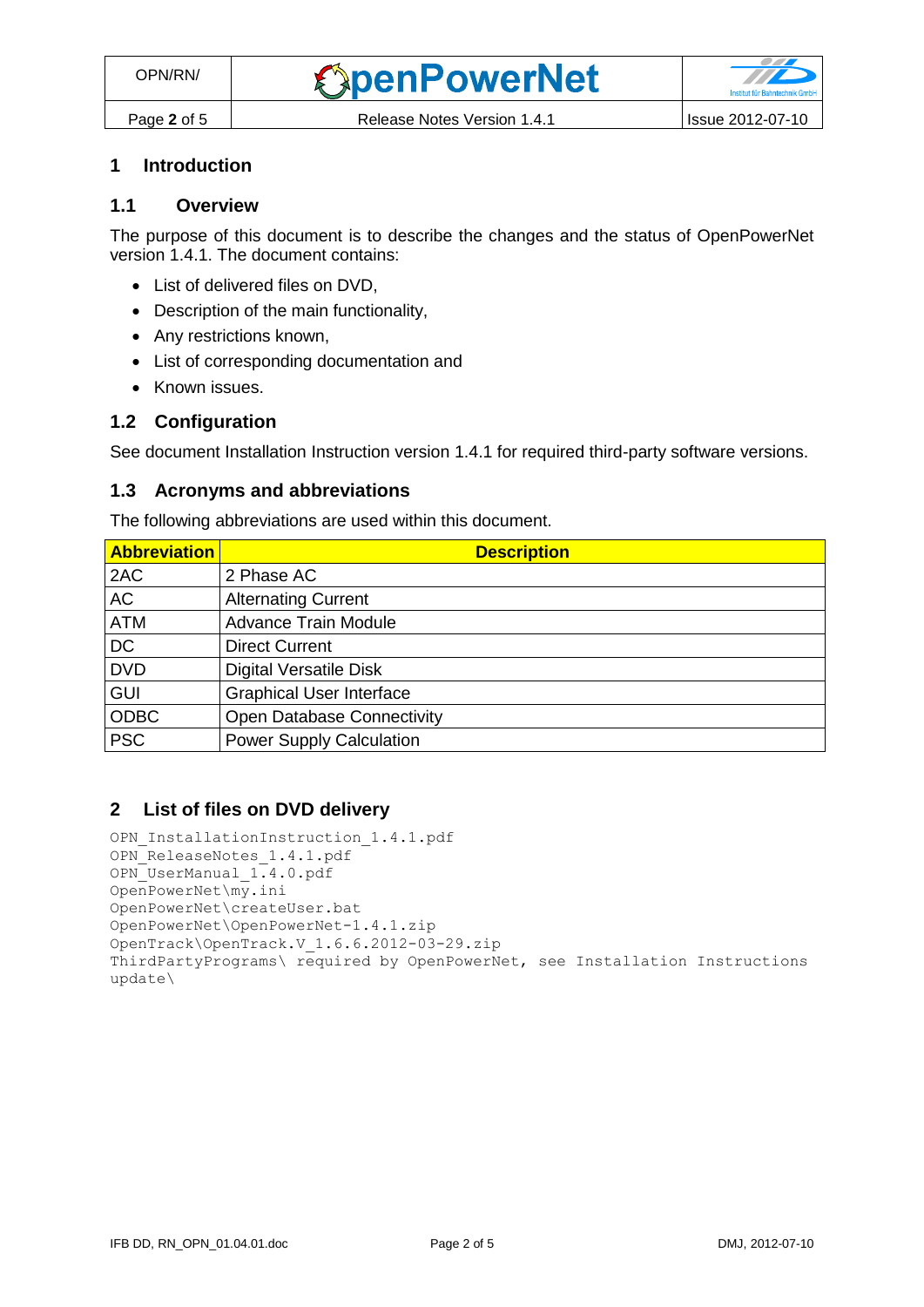# 1 Introduction

## 1.1 Overview

The purpose of this document is to describe the changes and the status of OpenPowerNet version 1.4.1. The document contains:

- List of delivered files on DVD,
- Description of the main functionality,
- Any restrictions known,
- List of corresponding documentation and
- Known issues.

## 1.2 Configuration

See document Installation Instruction version 1.4.1 for required third-party software versions.

## 1.3 Acronyms and abbreviations

The following abbreviations are used within this document.

| Abbreviation | Description |
|---|---|
| 2AC | 2 Phase AC |
| AC | Alternating Current |
| ATM | Advance Train Module |
| DC | Direct Current |
| DVD | Digital Versatile Disk |
| GUI | Graphical User Interface |
| ODBC | Open Database Connectivity |
| PSC | Power Supply Calculation |

# 2 List of files on DVD delivery

```
OPN_InstallationInstruction_1.4.1.pdf
OPN_ReleaseNotes_1.4.1.pdf
OPN_UserManual_1.4.0.pdf
OpenPowerNet\my.ini
OpenPowerNet\createUser.bat
OpenPowerNet\OpenPowerNet-1.4.1.zip
OpenTrack\OpenTrack.V_1.6.6.2012-03-29.zip
ThirdPartyPrograms\ required by OpenPowerNet, see Installation Instructions
update\
```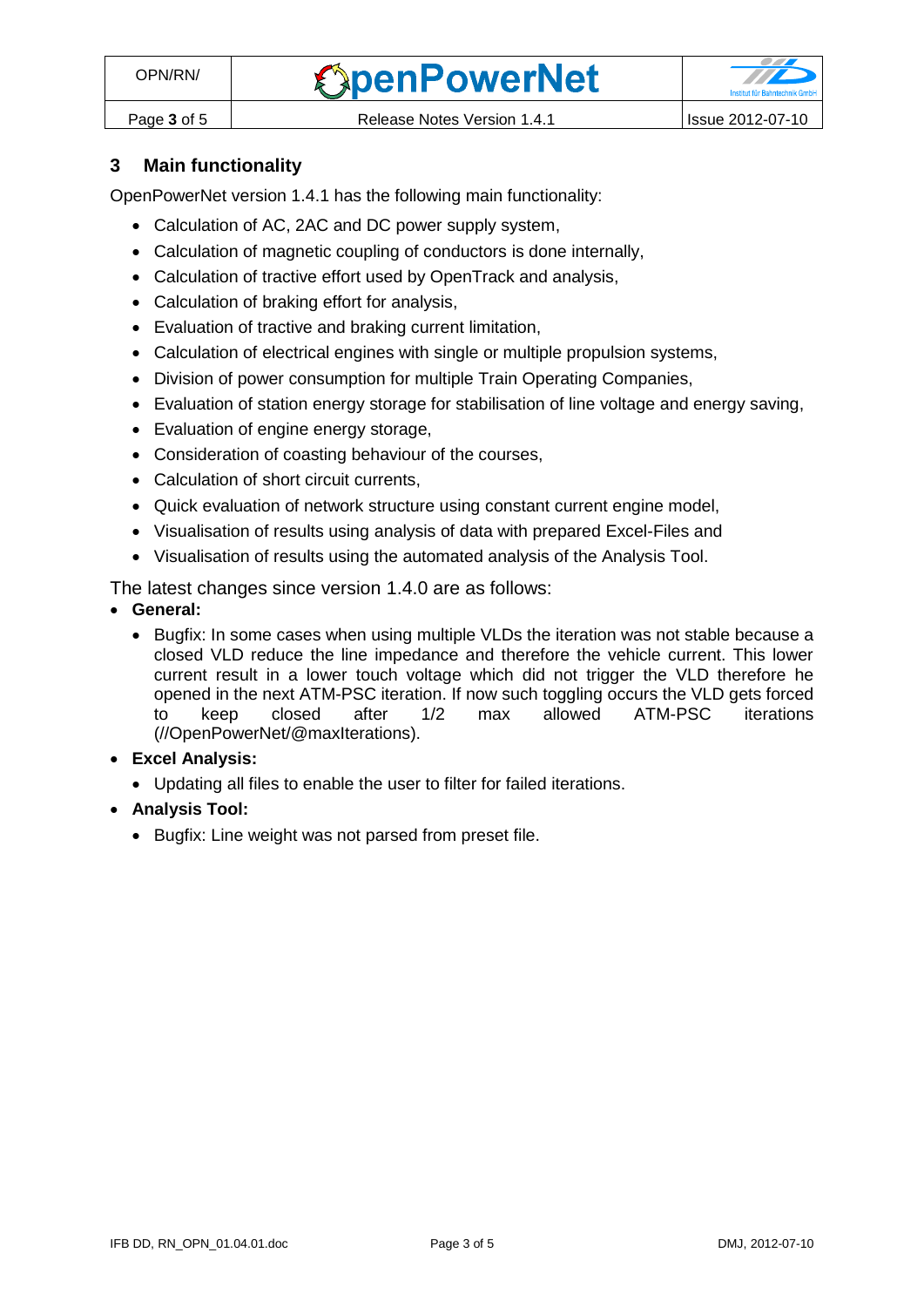## 3 Main functionality

OpenPowerNet version 1.4.1 has the following main functionality:

- Calculation of AC, 2AC and DC power supply system,
- Calculation of magnetic coupling of conductors is done internally,
- Calculation of tractive effort used by OpenTrack and analysis,
- Calculation of braking effort for analysis,
- Evaluation of tractive and braking current limitation,
- Calculation of electrical engines with single or multiple propulsion systems,
- Division of power consumption for multiple Train Operating Companies,
- Evaluation of station energy storage for stabilisation of line voltage and energy saving,
- Evaluation of engine energy storage,
- Consideration of coasting behaviour of the courses,
- Calculation of short circuit currents,
- Quick evaluation of network structure using constant current engine model,
- Visualisation of results using analysis of data with prepared Excel-Files and
- Visualisation of results using the automated analysis of the Analysis Tool.

The latest changes since version 1.4.0 are as follows:

- **General:**
  - Bugfix: In some cases when using multiple VLDs the iteration was not stable because a closed VLD reduce the line impedance and therefore the vehicle current. This lower current result in a lower touch voltage which did not trigger the VLD therefore he opened in the next ATM-PSC iteration. If now such toggling occurs the VLD gets forced to keep closed after 1/2 max allowed ATM-PSC iterations (//OpenPowerNet/@maxIterations).
- **Excel Analysis:**
  - Updating all files to enable the user to filter for failed iterations.
- **Analysis Tool:**
  - Bugfix: Line weight was not parsed from preset file.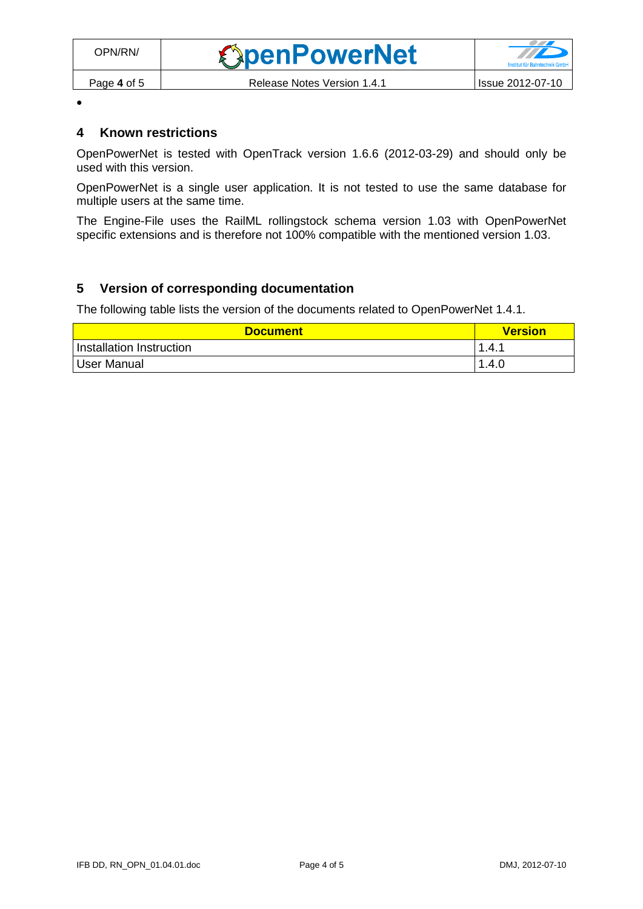•

## 4 Known restrictions

OpenPowerNet is tested with OpenTrack version 1.6.6 (2012-03-29) and should only be used with this version.

OpenPowerNet is a single user application. It is not tested to use the same database for multiple users at the same time.

The Engine-File uses the RailML rollingstock schema version 1.03 with OpenPowerNet specific extensions and is therefore not 100% compatible with the mentioned version 1.03.

## 5 Version of corresponding documentation

The following table lists the version of the documents related to OpenPowerNet 1.4.1.

| Document | Version |
|---|---|
| Installation Instruction | 1.4.1 |
| User Manual | 1.4.0 |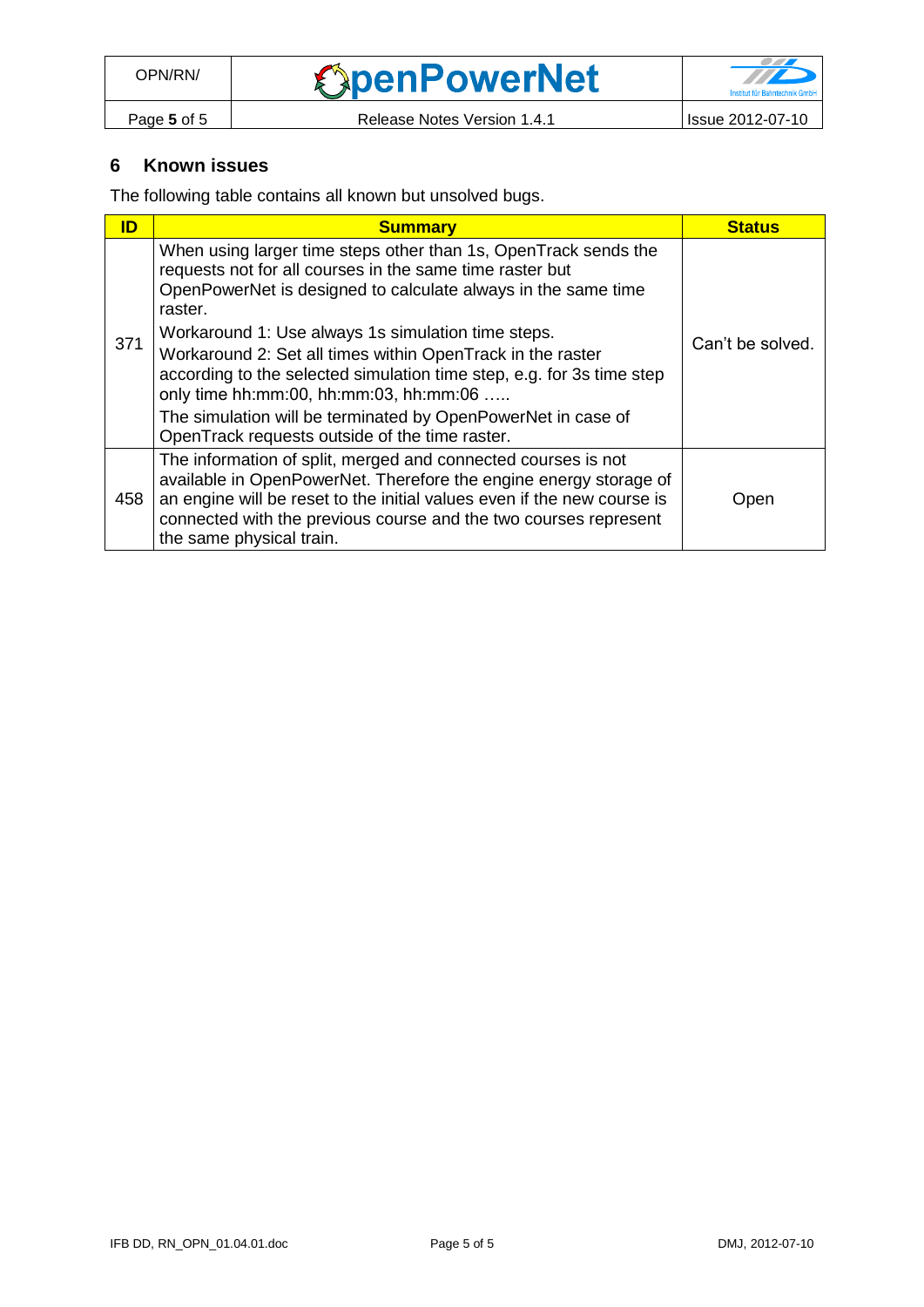## 6 Known issues

The following table contains all known but unsolved bugs.

| ID | Summary | Status |
|---|---|---|
| 371 | When using larger time steps other than 1s, OpenTrack sends the requests not for all courses in the same time raster but OpenPowerNet is designed to calculate always in the same time raster.<br>Workaround 1: Use always 1s simulation time steps.<br>Workaround 2: Set all times within OpenTrack in the raster according to the selected simulation time step, e.g. for 3s time step only time hh:mm:00, hh:mm:03, hh:mm:06 …..<br>The simulation will be terminated by OpenPowerNet in case of OpenTrack requests outside of the time raster. | Can't be solved. |
| 458 | The information of split, merged and connected courses is not available in OpenPowerNet. Therefore the engine energy storage of an engine will be reset to the initial values even if the new course is connected with the previous course and the two courses represent the same physical train. | Open |